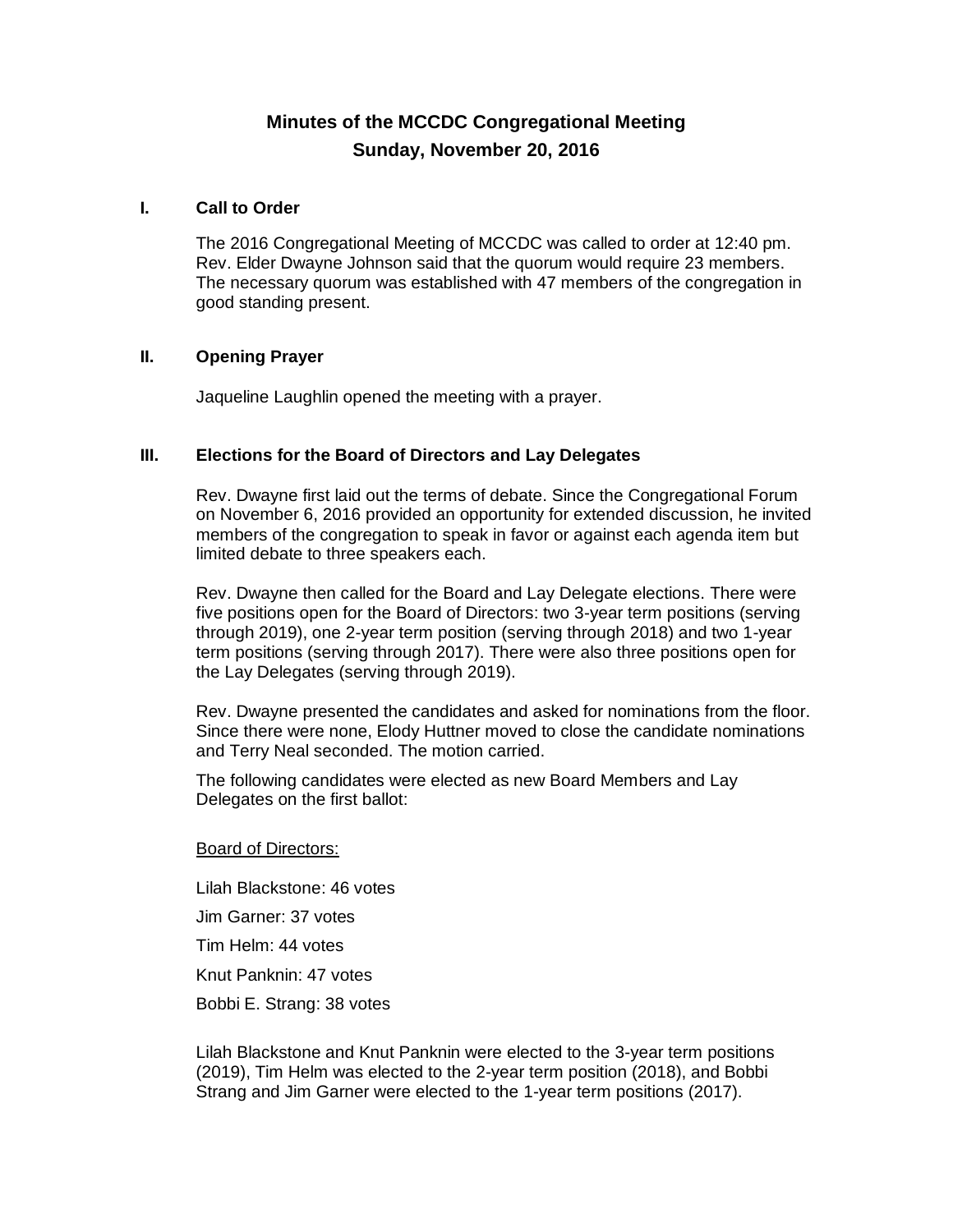# Minutes of the MCCDC Congregational Meeting
## Sunday, November 20, 2016

### I. Call to Order

The 2016 Congregational Meeting of MCCDC was called to order at 12:40 pm. Rev. Elder Dwayne Johnson said that the quorum would require 23 members. The necessary quorum was established with 47 members of the congregation in good standing present.

### II. Opening Prayer

Jaqueline Laughlin opened the meeting with a prayer.

### III. Elections for the Board of Directors and Lay Delegates

Rev. Dwayne first laid out the terms of debate. Since the Congregational Forum on November 6, 2016 provided an opportunity for extended discussion, he invited members of the congregation to speak in favor or against each agenda item but limited debate to three speakers each.

Rev. Dwayne then called for the Board and Lay Delegate elections. There were five positions open for the Board of Directors: two 3-year term positions (serving through 2019), one 2-year term position (serving through 2018) and two 1-year term positions (serving through 2017). There were also three positions open for the Lay Delegates (serving through 2019).

Rev. Dwayne presented the candidates and asked for nominations from the floor. Since there were none, Elody Huttner moved to close the candidate nominations and Terry Neal seconded. The motion carried.

The following candidates were elected as new Board Members and Lay Delegates on the first ballot:

<u>Board of Directors:</u>

Lilah Blackstone: 46 votes

Jim Garner: 37 votes

Tim Helm: 44 votes

Knut Panknin: 47 votes

Bobbi E. Strang: 38 votes

Lilah Blackstone and Knut Panknin were elected to the 3-year term positions (2019), Tim Helm was elected to the 2-year term position (2018), and Bobbi Strang and Jim Garner were elected to the 1-year term positions (2017).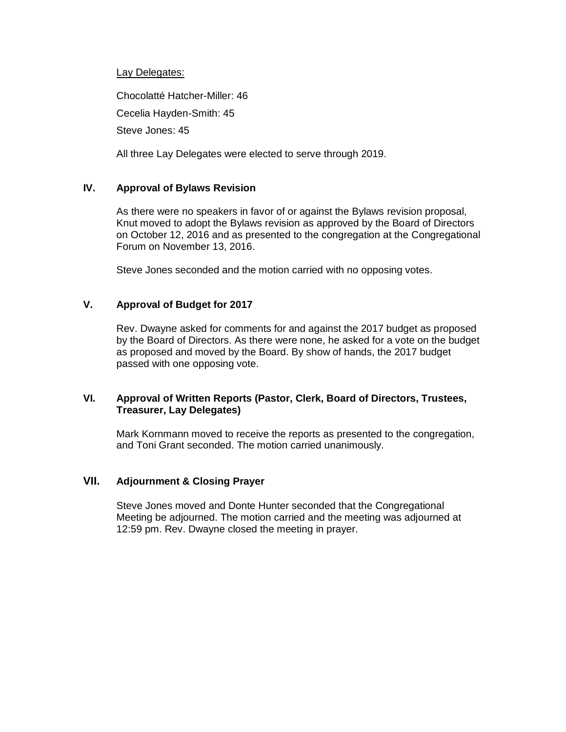Lay Delegates:

Chocolatté Hatcher-Miller: 46

Cecelia Hayden-Smith: 45

Steve Jones: 45

All three Lay Delegates were elected to serve through 2019.

## IV. Approval of Bylaws Revision

As there were no speakers in favor of or against the Bylaws revision proposal, Knut moved to adopt the Bylaws revision as approved by the Board of Directors on October 12, 2016 and as presented to the congregation at the Congregational Forum on November 13, 2016.

Steve Jones seconded and the motion carried with no opposing votes.

## V. Approval of Budget for 2017

Rev. Dwayne asked for comments for and against the 2017 budget as proposed by the Board of Directors. As there were none, he asked for a vote on the budget as proposed and moved by the Board. By show of hands, the 2017 budget passed with one opposing vote.

## VI. Approval of Written Reports (Pastor, Clerk, Board of Directors, Trustees, Treasurer, Lay Delegates)

Mark Kornmann moved to receive the reports as presented to the congregation, and Toni Grant seconded. The motion carried unanimously.

## VII. Adjournment & Closing Prayer

Steve Jones moved and Donte Hunter seconded that the Congregational Meeting be adjourned. The motion carried and the meeting was adjourned at 12:59 pm. Rev. Dwayne closed the meeting in prayer.